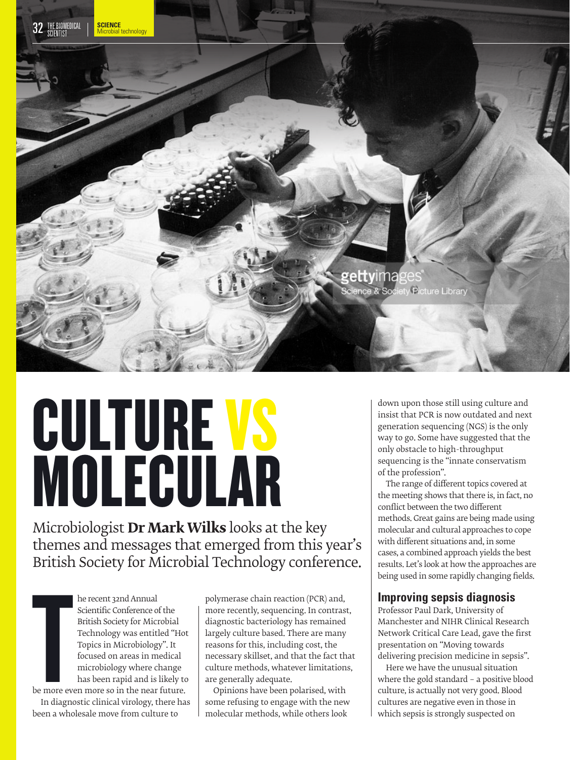# CULTURE VS MOLECULAR

Microbiologist **Dr Mark Wilks** looks at the key themes and messages that emerged from this year's British Society for Microbial Technology conference.

The recent 32nd Annual Scientific Conference of the British Society for Microbial Technology was entitled "Hot Topics in Microbiology". It focused on areas in medical microbiology where change has been rapid and is likely to be more even more so in the near future.

In diagnostic clinical virology, there has been a wholesale move from culture to polymerase chain reaction (PCR) and, more recently, sequencing. In contrast, diagnostic bacteriology has remained largely culture based. There are many reasons for this, including cost, the necessary skillset, and that the fact that culture methods, whatever limitations, are generally adequate.

Opinions have been polarised, with some refusing to engage with the new molecular methods, while others look down upon those still using culture and insist that PCR is now outdated and next generation sequencing (NGS) is the only way to go. Some have suggested that the only obstacle to high-throughput sequencing is the "innate conservatism of the profession".

The range of different topics covered at the meeting shows that there is, in fact, no conflict between the two different methods. Great gains are being made using molecular and cultural approaches to cope with different situations and, in some cases, a combined approach yields the best results. Let's look at how the approaches are being used in some rapidly changing fields.

## Improving sepsis diagnosis

Professor Paul Dark, University of Manchester and NIHR Clinical Research Network Critical Care Lead, gave the first presentation on "Moving towards delivering precision medicine in sepsis".

Here we have the unusual situation where the gold standard – a positive blood culture, is actually not very good. Blood cultures are negative even in those in which sepsis is strongly suspected on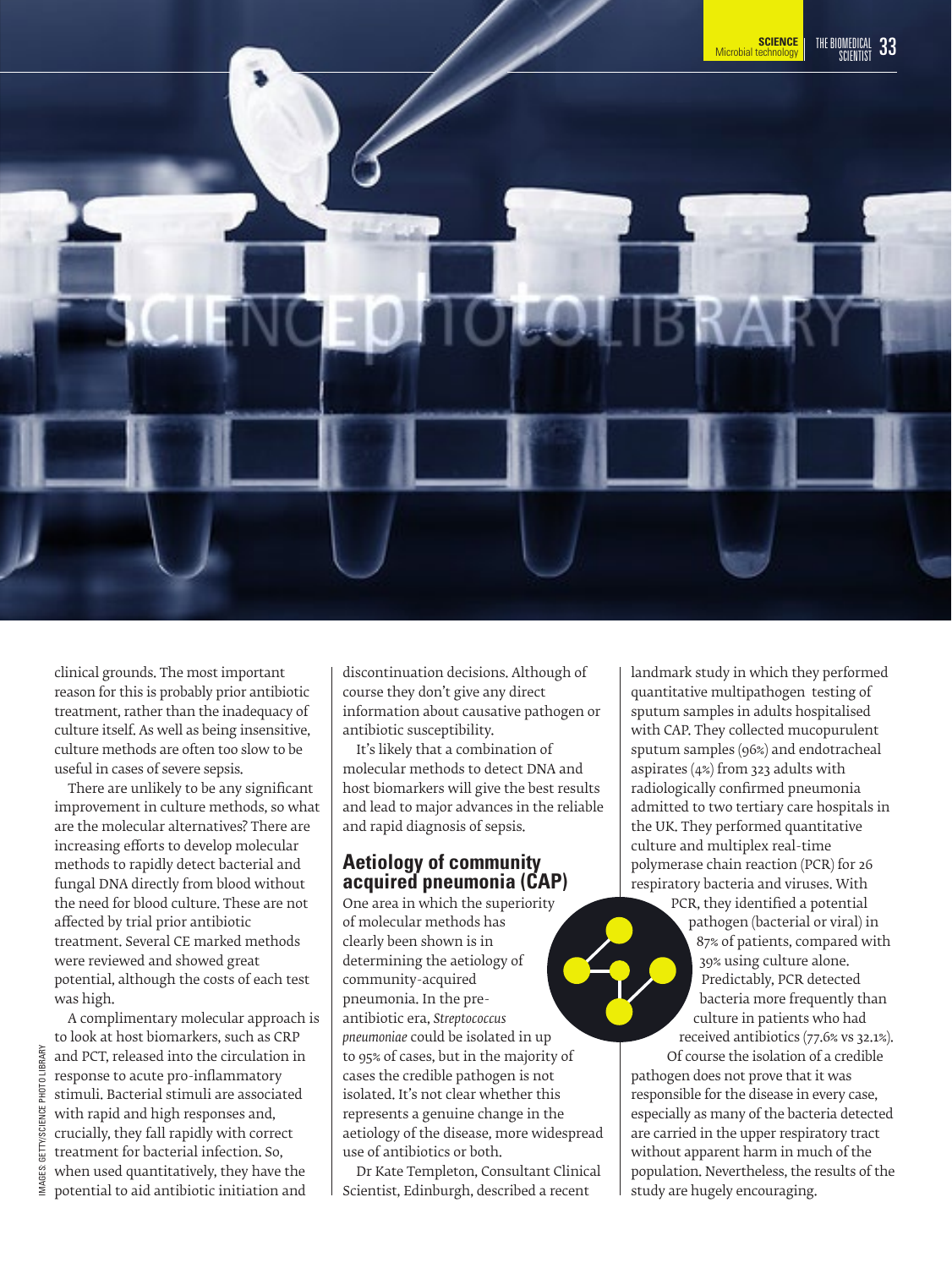clinical grounds. The most important reason for this is probably prior antibiotic treatment, rather than the inadequacy of culture itself. As well as being insensitive, culture methods are often too slow to be useful in cases of severe sepsis.

There are unlikely to be any significant improvement in culture methods, so what are the molecular alternatives? There are increasing efforts to develop molecular methods to rapidly detect bacterial and fungal DNA directly from blood without the need for blood culture. These are not affected by trial prior antibiotic treatment. Several CE marked methods were reviewed and showed great potential, although the costs of each test was high.

A complimentary molecular approach is to look at host biomarkers, such as CRP and PCT, released into the circulation in response to acute pro-inflammatory stimuli. Bacterial stimuli are associated with rapid and high responses and, crucially, they fall rapidly with correct treatment for bacterial infection. So, when used quantitatively, they have the potential to aid antibiotic initiation and discontinuation decisions. Although of course they don't give any direct information about causative pathogen or antibiotic susceptibility.

It's likely that a combination of molecular methods to detect DNA and host biomarkers will give the best results and lead to major advances in the reliable and rapid diagnosis of sepsis.

## Aetiology of community acquired pneumonia (CAP)

One area in which the superiority of molecular methods has clearly been shown is in determining the aetiology of community-acquired pneumonia. In the pre-antibiotic era, *Streptococcus pneumoniae* could be isolated in up to 95% of cases, but in the majority of cases the credible pathogen is not isolated. It's not clear whether this represents a genuine change in the aetiology of the disease, more widespread use of antibiotics or both.

Dr Kate Templeton, Consultant Clinical Scientist, Edinburgh, described a recent landmark study in which they performed quantitative multipathogen testing of sputum samples in adults hospitalised with CAP. They collected mucopurulent sputum samples (96%) and endotracheal aspirates (4%) from 323 adults with radiologically confirmed pneumonia admitted to two tertiary care hospitals in the UK. They performed quantitative culture and multiplex real-time polymerase chain reaction (PCR) for 26 respiratory bacteria and viruses. With PCR, they identified a potential pathogen (bacterial or viral) in 87% of patients, compared with 39% using culture alone. Predictably, PCR detected bacteria more frequently than culture in patients who had received antibiotics (77.6% vs 32.1%).

Of course the isolation of a credible pathogen does not prove that it was responsible for the disease in every case, especially as many of the bacteria detected are carried in the upper respiratory tract without apparent harm in much of the population. Nevertheless, the results of the study are hugely encouraging.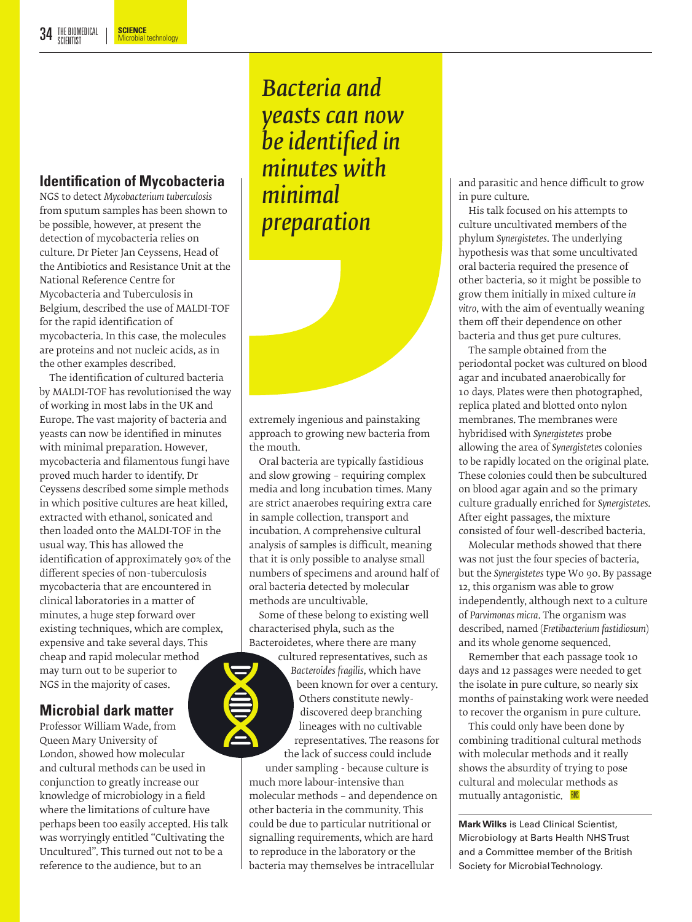## Identification of Mycobacteria

NGS to detect *Mycobacterium tuberculosis* from sputum samples has been shown to be possible, however, at present the detection of mycobacteria relies on culture. Dr Pieter Jan Ceyssens, Head of the Antibiotics and Resistance Unit at the National Reference Centre for Mycobacteria and Tuberculosis in Belgium, described the use of MALDI-TOF for the rapid identification of mycobacteria. In this case, the molecules are proteins and not nucleic acids, as in the other examples described.

The identification of cultured bacteria by MALDI-TOF has revolutionised the way of working in most labs in the UK and Europe. The vast majority of bacteria and yeasts can now be identified in minutes with minimal preparation. However, mycobacteria and filamentous fungi have proved much harder to identify. Dr Ceyssens described some simple methods in which positive cultures are heat killed, extracted with ethanol, sonicated and then loaded onto the MALDI-TOF in the usual way. This has allowed the identification of approximately 90% of the different species of non-tuberculosis mycobacteria that are encountered in clinical laboratories in a matter of minutes, a huge step forward over existing techniques, which are complex, expensive and take several days. This cheap and rapid molecular method may turn out to be superior to NGS in the majority of cases.

## Microbial dark matter

Professor William Wade, from Queen Mary University of London, showed how molecular and cultural methods can be used in conjunction to greatly increase our knowledge of microbiology in a field where the limitations of culture have perhaps been too easily accepted. His talk was worryingly entitled "Cultivating the Uncultured". This turned out not to be a reference to the audience, but to an extremely ingenious and painstaking approach to growing new bacteria from the mouth.

*Bacteria and yeasts can now be identified in minutes with minimal preparation*

Oral bacteria are typically fastidious and slow growing – requiring complex media and long incubation times. Many are strict anaerobes requiring extra care in sample collection, transport and incubation. A comprehensive cultural analysis of samples is difficult, meaning that it is only possible to analyse small numbers of specimens and around half of oral bacteria detected by molecular methods are uncultivable.

Some of these belong to existing well characterised phyla, such as the Bacteroidetes, where there are many cultured representatives, such as *Bacteroides fragilis*, which have been known for over a century. Others constitute newly-discovered deep branching lineages with no cultivable representatives. The reasons for the lack of success could include under sampling - because culture is much more labour-intensive than molecular methods – and dependence on other bacteria in the community. This could be due to particular nutritional or signalling requirements, which are hard to reproduce in the laboratory or the bacteria may themselves be intracellular and parasitic and hence difficult to grow in pure culture.

His talk focused on his attempts to culture uncultivated members of the phylum *Synergistetes*. The underlying hypothesis was that some uncultivated oral bacteria required the presence of other bacteria, so it might be possible to grow them initially in mixed culture *in vitro*, with the aim of eventually weaning them off their dependence on other bacteria and thus get pure cultures.

The sample obtained from the periodontal pocket was cultured on blood agar and incubated anaerobically for 10 days. Plates were then photographed, replica plated and blotted onto nylon membranes. The membranes were hybridised with *Synergistetes* probe allowing the area of *Synergistetes* colonies to be rapidly located on the original plate. These colonies could then be subcultured on blood agar again and so the primary culture gradually enriched for *Synergistetes*. After eight passages, the mixture consisted of four well-described bacteria.

Molecular methods showed that there was not just the four species of bacteria, but the *Synergistetes* type W0 90. By passage 12, this organism was able to grow independently, although next to a culture of *Parvimonas micra*. The organism was described, named (*Fretibacterium fastidiosum*) and its whole genome sequenced.

Remember that each passage took 10 days and 12 passages were needed to get the isolate in pure culture, so nearly six months of painstaking work were needed to recover the organism in pure culture.

This could only have been done by combining traditional cultural methods with molecular methods and it really shows the absurdity of trying to pose cultural and molecular methods as mutually antagonistic.

**Mark Wilks** is Lead Clinical Scientist, Microbiology at Barts Health NHS Trust and a Committee member of the British Society for Microbial Technology.